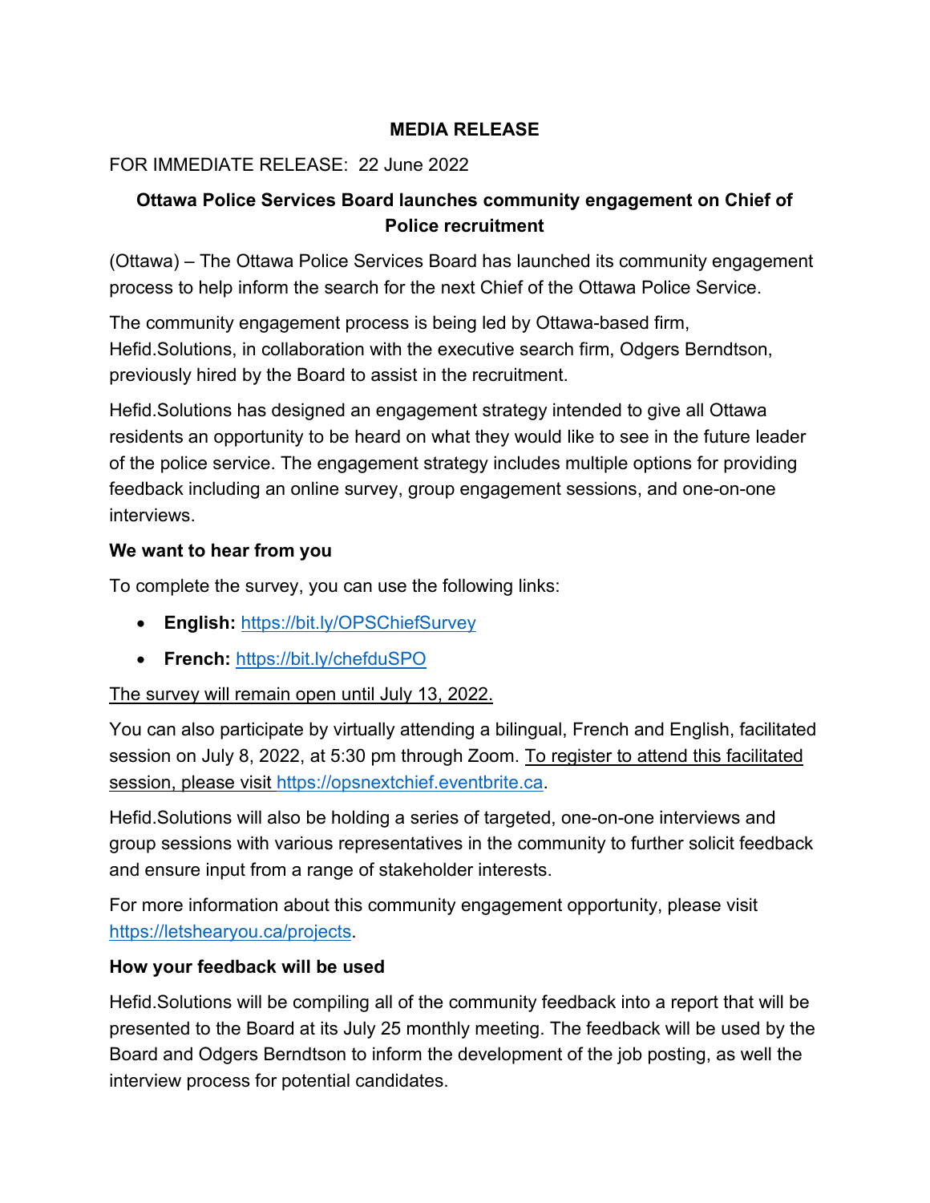**MEDIA RELEASE**

FOR IMMEDIATE RELEASE: 22 June 2022

**Ottawa Police Services Board launches community engagement on Chief of Police recruitment**

(Ottawa) – The Ottawa Police Services Board has launched its community engagement process to help inform the search for the next Chief of the Ottawa Police Service.

The community engagement process is being led by Ottawa-based firm, Hefid.Solutions, in collaboration with the executive search firm, Odgers Berndtson, previously hired by the Board to assist in the recruitment.

Hefid.Solutions has designed an engagement strategy intended to give all Ottawa residents an opportunity to be heard on what they would like to see in the future leader of the police service. The engagement strategy includes multiple options for providing feedback including an online survey, group engagement sessions, and one-on-one interviews.

**We want to hear from you**

To complete the survey, you can use the following links:

- **English:** https://bit.ly/OPSChiefSurvey
- **French:** https://bit.ly/chefduSPO

The survey will remain open until July 13, 2022.

You can also participate by virtually attending a bilingual, French and English, facilitated session on July 8, 2022, at 5:30 pm through Zoom. To register to attend this facilitated session, please visit https://opsnextchief.eventbrite.ca.

Hefid.Solutions will also be holding a series of targeted, one-on-one interviews and group sessions with various representatives in the community to further solicit feedback and ensure input from a range of stakeholder interests.

For more information about this community engagement opportunity, please visit https://letshearyou.ca/projects.

**How your feedback will be used**

Hefid.Solutions will be compiling all of the community feedback into a report that will be presented to the Board at its July 25 monthly meeting. The feedback will be used by the Board and Odgers Berndtson to inform the development of the job posting, as well the interview process for potential candidates.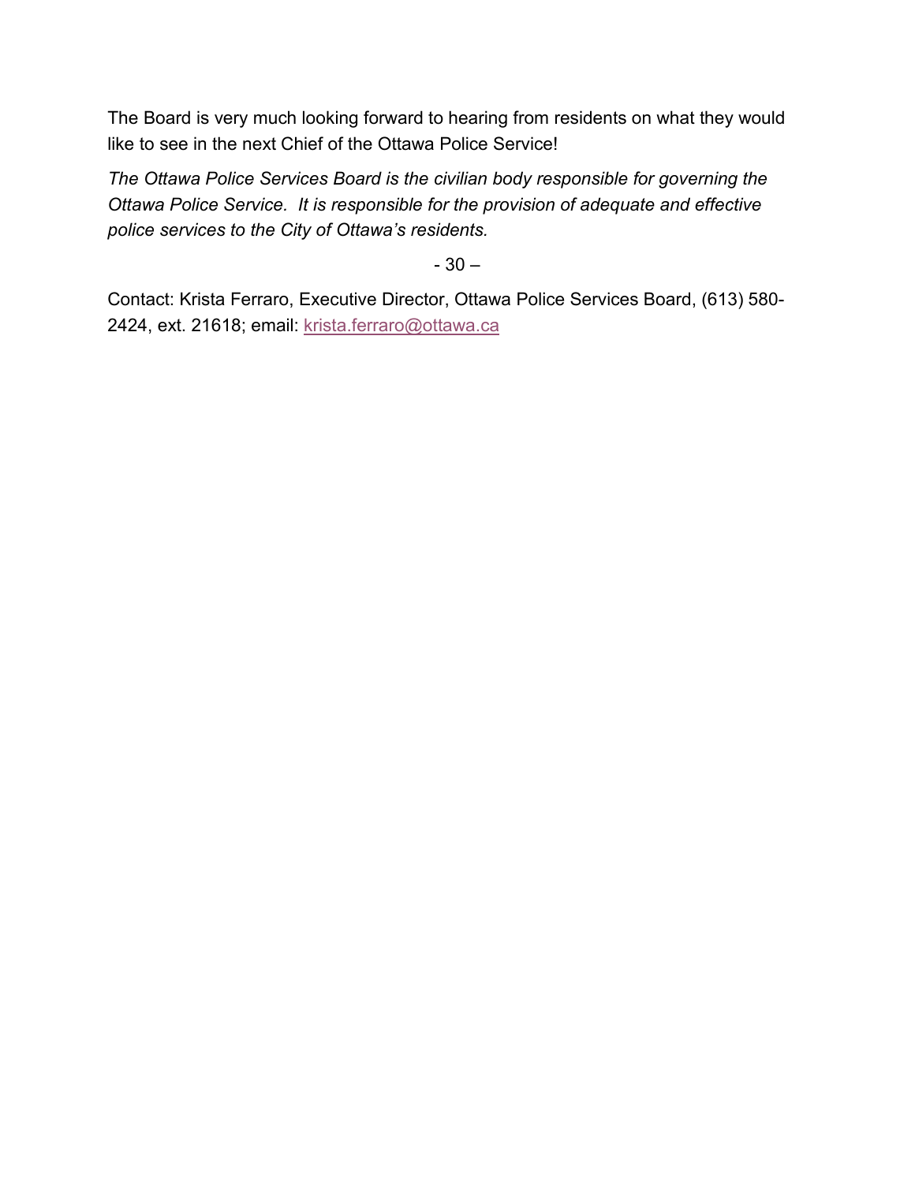The Board is very much looking forward to hearing from residents on what they would like to see in the next Chief of the Ottawa Police Service!

*The Ottawa Police Services Board is the civilian body responsible for governing the Ottawa Police Service.  It is responsible for the provision of adequate and effective police services to the City of Ottawa's residents.*

- 30 –

Contact: Krista Ferraro, Executive Director, Ottawa Police Services Board, (613) 580-2424, ext. 21618; email: krista.ferraro@ottawa.ca